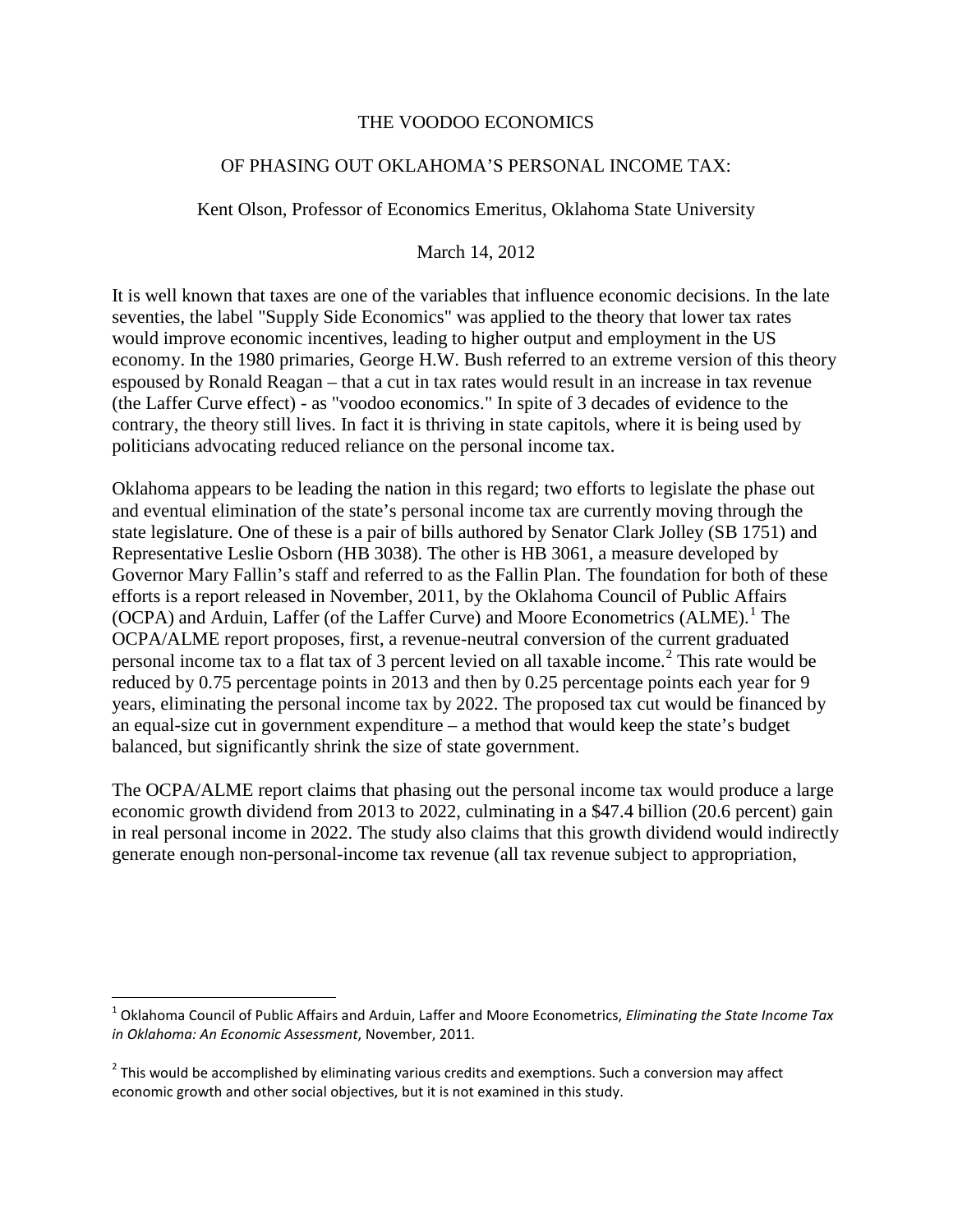# THE VOODOO ECONOMICS

# OF PHASING OUT OKLAHOMA'S PERSONAL INCOME TAX:

Kent Olson, Professor of Economics Emeritus, Oklahoma State University

March 14, 2012

It is well known that taxes are one of the variables that influence economic decisions. In the late seventies, the label "Supply Side Economics" was applied to the theory that lower tax rates would improve economic incentives, leading to higher output and employment in the US economy. In the 1980 primaries, George H.W. Bush referred to an extreme version of this theory espoused by Ronald Reagan – that a cut in tax rates would result in an increase in tax revenue (the Laffer Curve effect) - as "voodoo economics." In spite of 3 decades of evidence to the contrary, the theory still lives. In fact it is thriving in state capitols, where it is being used by politicians advocating reduced reliance on the personal income tax.

Oklahoma appears to be leading the nation in this regard; two efforts to legislate the phase out and eventual elimination of the state's personal income tax are currently moving through the state legislature. One of these is a pair of bills authored by Senator Clark Jolley (SB 1751) and Representative Leslie Osborn (HB 3038). The other is HB 3061, a measure developed by Governor Mary Fallin's staff and referred to as the Fallin Plan. The foundation for both of these efforts is a report released in November, 2011, by the Oklahoma Council of Public Affairs (OCPA) and Arduin, Laffer (of the Laffer Curve) and Moore Econometrics (ALME).[1] The OCPA/ALME report proposes, first, a revenue-neutral conversion of the current graduated personal income tax to a flat tax of 3 percent levied on all taxable income.[2] This rate would be reduced by 0.75 percentage points in 2013 and then by 0.25 percentage points each year for 9 years, eliminating the personal income tax by 2022. The proposed tax cut would be financed by an equal-size cut in government expenditure – a method that would keep the state's budget balanced, but significantly shrink the size of state government.

The OCPA/ALME report claims that phasing out the personal income tax would produce a large economic growth dividend from 2013 to 2022, culminating in a $47.4 billion (20.6 percent) gain in real personal income in 2022. The study also claims that this growth dividend would indirectly generate enough non-personal-income tax revenue (all tax revenue subject to appropriation,

---

[1] Oklahoma Council of Public Affairs and Arduin, Laffer and Moore Econometrics, *Eliminating the State Income Tax in Oklahoma: An Economic Assessment*, November, 2011.

[2] This would be accomplished by eliminating various credits and exemptions. Such a conversion may affect economic growth and other social objectives, but it is not examined in this study.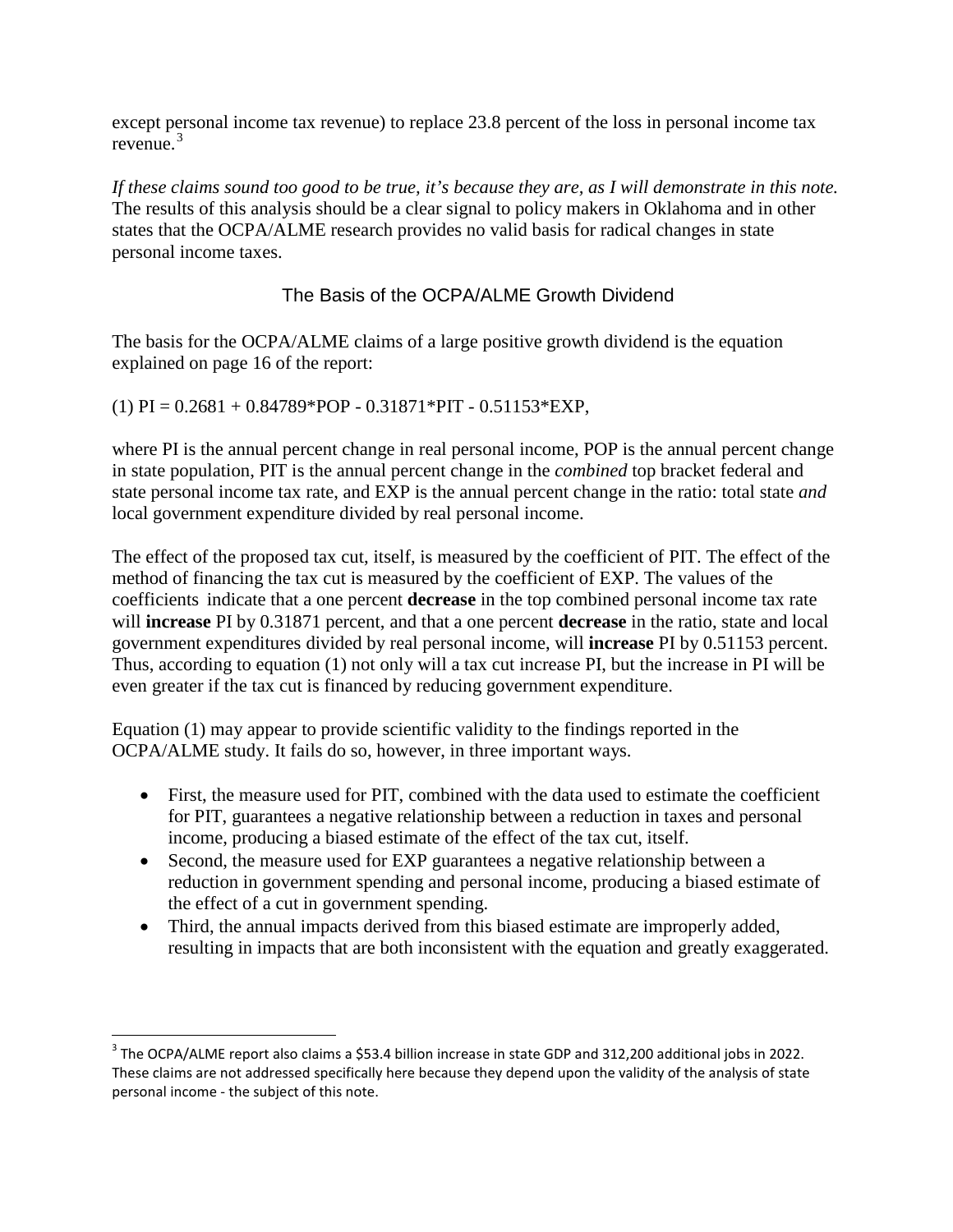except personal income tax revenue) to replace 23.8 percent of the loss in personal income tax revenue.[3]

*If these claims sound too good to be true, it's because they are, as I will demonstrate in this note.* The results of this analysis should be a clear signal to policy makers in Oklahoma and in other states that the OCPA/ALME research provides no valid basis for radical changes in state personal income taxes.

## The Basis of the OCPA/ALME Growth Dividend

The basis for the OCPA/ALME claims of a large positive growth dividend is the equation explained on page 16 of the report:

(1) $PI = 0.2681 + 0.84789*POP - 0.31871*PIT - 0.51153*EXP$,

where PI is the annual percent change in real personal income, POP is the annual percent change in state population, PIT is the annual percent change in the *combined* top bracket federal and state personal income tax rate, and EXP is the annual percent change in the ratio: total state *and* local government expenditure divided by real personal income.

The effect of the proposed tax cut, itself, is measured by the coefficient of PIT. The effect of the method of financing the tax cut is measured by the coefficient of EXP. The values of the coefficients indicate that a one percent **decrease** in the top combined personal income tax rate will **increase** PI by 0.31871 percent, and that a one percent **decrease** in the ratio, state and local government expenditures divided by real personal income, will **increase** PI by 0.51153 percent. Thus, according to equation (1) not only will a tax cut increase PI, but the increase in PI will be even greater if the tax cut is financed by reducing government expenditure.

Equation (1) may appear to provide scientific validity to the findings reported in the OCPA/ALME study. It fails do so, however, in three important ways.

- First, the measure used for PIT, combined with the data used to estimate the coefficient for PIT, guarantees a negative relationship between a reduction in taxes and personal income, producing a biased estimate of the effect of the tax cut, itself.
- Second, the measure used for EXP guarantees a negative relationship between a reduction in government spending and personal income, producing a biased estimate of the effect of a cut in government spending.
- Third, the annual impacts derived from this biased estimate are improperly added, resulting in impacts that are both inconsistent with the equation and greatly exaggerated.

---

[3] The OCPA/ALME report also claims a $53.4 billion increase in state GDP and 312,200 additional jobs in 2022. These claims are not addressed specifically here because they depend upon the validity of the analysis of state personal income - the subject of this note.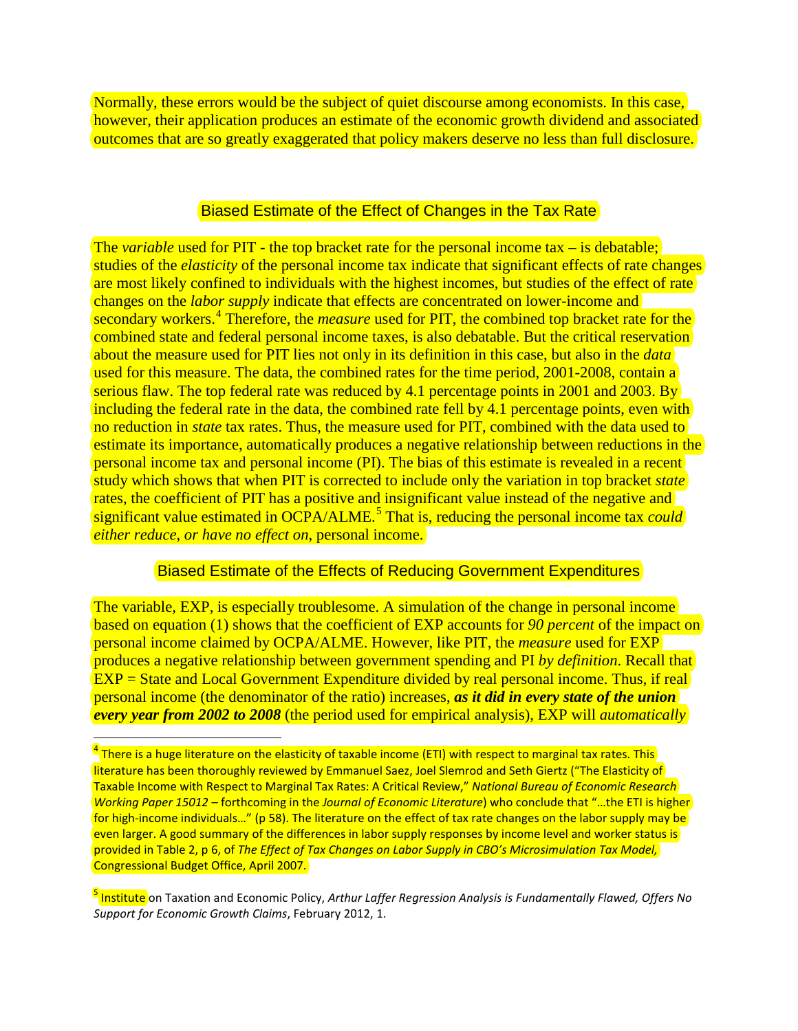Normally, these errors would be the subject of quiet discourse among economists. In this case, however, their application produces an estimate of the economic growth dividend and associated outcomes that are so greatly exaggerated that policy makers deserve no less than full disclosure.

## Biased Estimate of the Effect of Changes in the Tax Rate

The *variable* used for PIT - the top bracket rate for the personal income tax – is debatable; studies of the *elasticity* of the personal income tax indicate that significant effects of rate changes are most likely confined to individuals with the highest incomes, but studies of the effect of rate changes on the *labor supply* indicate that effects are concentrated on lower-income and secondary workers.[4] Therefore, the *measure* used for PIT, the combined top bracket rate for the combined state and federal personal income taxes, is also debatable. But the critical reservation about the measure used for PIT lies not only in its definition in this case, but also in the *data* used for this measure. The data, the combined rates for the time period, 2001-2008, contain a serious flaw. The top federal rate was reduced by 4.1 percentage points in 2001 and 2003. By including the federal rate in the data, the combined rate fell by 4.1 percentage points, even with no reduction in *state* tax rates. Thus, the measure used for PIT, combined with the data used to estimate its importance, automatically produces a negative relationship between reductions in the personal income tax and personal income (PI). The bias of this estimate is revealed in a recent study which shows that when PIT is corrected to include only the variation in top bracket *state* rates, the coefficient of PIT has a positive and insignificant value instead of the negative and significant value estimated in OCPA/ALME.[5] That is, reducing the personal income tax *could either reduce, or have no effect on*, personal income.

## Biased Estimate of the Effects of Reducing Government Expenditures

The variable, EXP, is especially troublesome. A simulation of the change in personal income based on equation (1) shows that the coefficient of EXP accounts for *90 percent* of the impact on personal income claimed by OCPA/ALME. However, like PIT, the *measure* used for EXP produces a negative relationship between government spending and PI *by definition*. Recall that EXP = State and Local Government Expenditure divided by real personal income. Thus, if real personal income (the denominator of the ratio) increases, ***as it did in every state of the union every year from 2002 to 2008*** (the period used for empirical analysis), EXP will *automatically*

---

[4] There is a huge literature on the elasticity of taxable income (ETI) with respect to marginal tax rates. This literature has been thoroughly reviewed by Emmanuel Saez, Joel Slemrod and Seth Giertz ("The Elasticity of Taxable Income with Respect to Marginal Tax Rates: A Critical Review," *National Bureau of Economic Research Working Paper 15012* – forthcoming in the *Journal of Economic Literature*) who conclude that "…the ETI is higher for high-income individuals…" (p 58). The literature on the effect of tax rate changes on the labor supply may be even larger. A good summary of the differences in labor supply responses by income level and worker status is provided in Table 2, p 6, of *The Effect of Tax Changes on Labor Supply in CBO's Microsimulation Tax Model,* Congressional Budget Office, April 2007.

[5] Institute on Taxation and Economic Policy, *Arthur Laffer Regression Analysis is Fundamentally Flawed, Offers No Support for Economic Growth Claims*, February 2012, 1.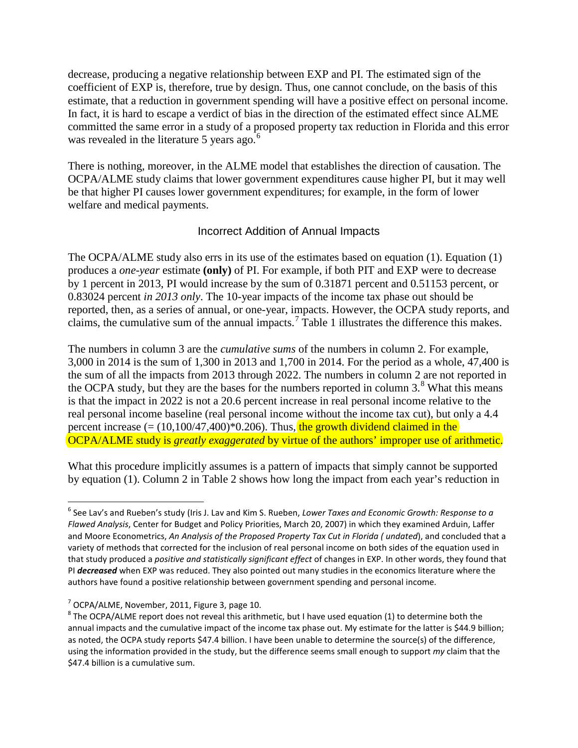decrease, producing a negative relationship between EXP and PI. The estimated sign of the coefficient of EXP is, therefore, true by design. Thus, one cannot conclude, on the basis of this estimate, that a reduction in government spending will have a positive effect on personal income. In fact, it is hard to escape a verdict of bias in the direction of the estimated effect since ALME committed the same error in a study of a proposed property tax reduction in Florida and this error was revealed in the literature 5 years ago.[6]

There is nothing, moreover, in the ALME model that establishes the direction of causation. The OCPA/ALME study claims that lower government expenditures cause higher PI, but it may well be that higher PI causes lower government expenditures; for example, in the form of lower welfare and medical payments.

## Incorrect Addition of Annual Impacts

The OCPA/ALME study also errs in its use of the estimates based on equation (1). Equation (1) produces a *one-year* estimate **(only)** of PI. For example, if both PIT and EXP were to decrease by 1 percent in 2013, PI would increase by the sum of 0.31871 percent and 0.51153 percent, or 0.83024 percent *in 2013 only*. The 10-year impacts of the income tax phase out should be reported, then, as a series of annual, or one-year, impacts. However, the OCPA study reports, and claims, the cumulative sum of the annual impacts.[7] Table 1 illustrates the difference this makes.

The numbers in column 3 are the *cumulative sums* of the numbers in column 2. For example, 3,000 in 2014 is the sum of 1,300 in 2013 and 1,700 in 2014. For the period as a whole, 47,400 is the sum of all the impacts from 2013 through 2022. The numbers in column 2 are not reported in the OCPA study, but they are the bases for the numbers reported in column 3.[8] What this means is that the impact in 2022 is not a 20.6 percent increase in real personal income relative to the real personal income baseline (real personal income without the income tax cut), but only a 4.4 percent increase (= (10,100/47,400)*0.206). Thus, the growth dividend claimed in the OCPA/ALME study is *greatly exaggerated* by virtue of the authors' improper use of arithmetic.

What this procedure implicitly assumes is a pattern of impacts that simply cannot be supported by equation (1). Column 2 in Table 2 shows how long the impact from each year's reduction in

---

[6] See Lav's and Rueben's study (Iris J. Lav and Kim S. Rueben, *Lower Taxes and Economic Growth: Response to a Flawed Analysis*, Center for Budget and Policy Priorities, March 20, 2007) in which they examined Arduin, Laffer and Moore Econometrics, *An Analysis of the Proposed Property Tax Cut in Florida ( undated*), and concluded that a variety of methods that corrected for the inclusion of real personal income on both sides of the equation used in that study produced a *positive and statistically significant effect* of changes in EXP. In other words, they found that PI ***decreased*** when EXP was reduced. They also pointed out many studies in the economics literature where the authors have found a positive relationship between government spending and personal income.

[7] OCPA/ALME, November, 2011, Figure 3, page 10.

[8] The OCPA/ALME report does not reveal this arithmetic, but I have used equation (1) to determine both the annual impacts and the cumulative impact of the income tax phase out. My estimate for the latter is $44.9 billion; as noted, the OCPA study reports $47.4 billion. I have been unable to determine the source(s) of the difference, using the information provided in the study, but the difference seems small enough to support *my* claim that the $47.4 billion is a cumulative sum.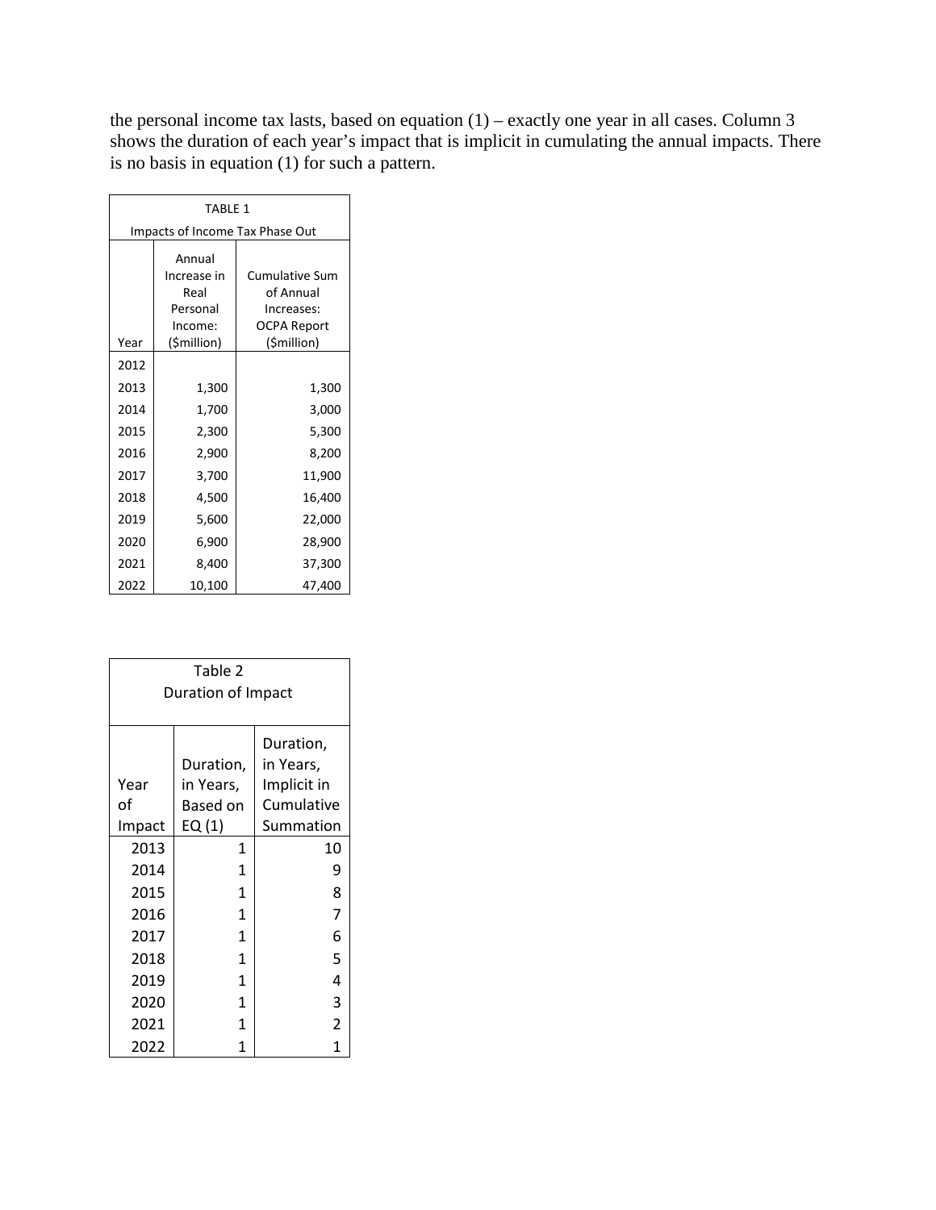the personal income tax lasts, based on equation (1) – exactly one year in all cases. Column 3 shows the duration of each year's impact that is implicit in cumulating the annual impacts. There is no basis in equation (1) for such a pattern.

TABLE 1

Impacts of Income Tax Phase Out

| Year | Annual Increase in Real Personal Income: ($million) | Cumulative Sum of Annual Increases: OCPA Report ($million) |
|---|---|---|
| 2012 | | |
| 2013 | 1,300 | 1,300 |
| 2014 | 1,700 | 3,000 |
| 2015 | 2,300 | 5,300 |
| 2016 | 2,900 | 8,200 |
| 2017 | 3,700 | 11,900 |
| 2018 | 4,500 | 16,400 |
| 2019 | 5,600 | 22,000 |
| 2020 | 6,900 | 28,900 |
| 2021 | 8,400 | 37,300 |
| 2022 | 10,100 | 47,400 |

Table 2

Duration of Impact

| Year of Impact | Duration, in Years, Based on EQ (1) | Duration, in Years, Implicit in Cumulative Summation |
|---|---|---|
| 2013 | 1 | 10 |
| 2014 | 1 | 9 |
| 2015 | 1 | 8 |
| 2016 | 1 | 7 |
| 2017 | 1 | 6 |
| 2018 | 1 | 5 |
| 2019 | 1 | 4 |
| 2020 | 1 | 3 |
| 2021 | 1 | 2 |
| 2022 | 1 | 1 |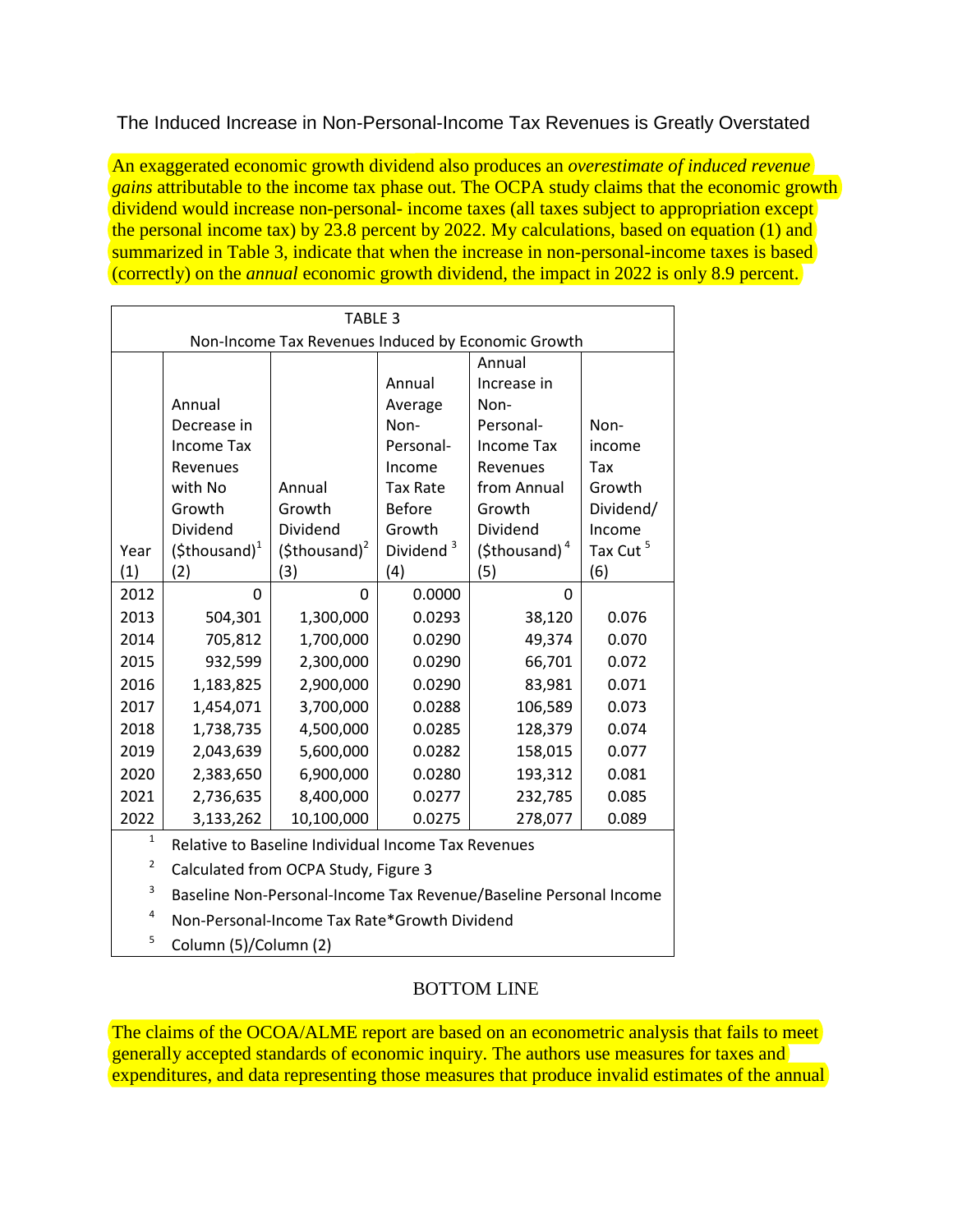## The Induced Increase in Non-Personal-Income Tax Revenues is Greatly Overstated

An exaggerated economic growth dividend also produces an *overestimate of induced revenue gains* attributable to the income tax phase out. The OCPA study claims that the economic growth dividend would increase non-personal- income taxes (all taxes subject to appropriation except the personal income tax) by 23.8 percent by 2022. My calculations, based on equation (1) and summarized in Table 3, indicate that when the increase in non-personal-income taxes is based (correctly) on the *annual* economic growth dividend, the impact in 2022 is only 8.9 percent.

TABLE 3

Non-Income Tax Revenues Induced by Economic Growth

| Year (1) | Annual Decrease in Income Tax Revenues with No Growth Dividend ($thousand)[1] (2) | Annual Growth Dividend ($thousand)[2] (3) | Annual Average Non-Personal-Income Tax Rate Before Growth Dividend [3] (4) | Annual Increase in Non-Personal-Income Tax Revenues from Annual Growth Dividend ($thousand) [4] (5) | Non-income Tax Growth Dividend/ Income Tax Cut [5] (6) |
|---|---|---|---|---|---|
| 2012 | 0 | 0 | 0.0000 | 0 | |
| 2013 | 504,301 | 1,300,000 | 0.0293 | 38,120 | 0.076 |
| 2014 | 705,812 | 1,700,000 | 0.0290 | 49,374 | 0.070 |
| 2015 | 932,599 | 2,300,000 | 0.0290 | 66,701 | 0.072 |
| 2016 | 1,183,825 | 2,900,000 | 0.0290 | 83,981 | 0.071 |
| 2017 | 1,454,071 | 3,700,000 | 0.0288 | 106,589 | 0.073 |
| 2018 | 1,738,735 | 4,500,000 | 0.0285 | 128,379 | 0.074 |
| 2019 | 2,043,639 | 5,600,000 | 0.0282 | 158,015 | 0.077 |
| 2020 | 2,383,650 | 6,900,000 | 0.0280 | 193,312 | 0.081 |
| 2021 | 2,736,635 | 8,400,000 | 0.0277 | 232,785 | 0.085 |
| 2022 | 3,133,262 | 10,100,000 | 0.0275 | 278,077 | 0.089 |

[1] Relative to Baseline Individual Income Tax Revenues

[2] Calculated from OCPA Study, Figure 3

[3] Baseline Non-Personal-Income Tax Revenue/Baseline Personal Income

[4] Non-Personal-Income Tax Rate*Growth Dividend

[5] Column (5)/Column (2)

## BOTTOM LINE

The claims of the OCOA/ALME report are based on an econometric analysis that fails to meet generally accepted standards of economic inquiry. The authors use measures for taxes and expenditures, and data representing those measures that produce invalid estimates of the annual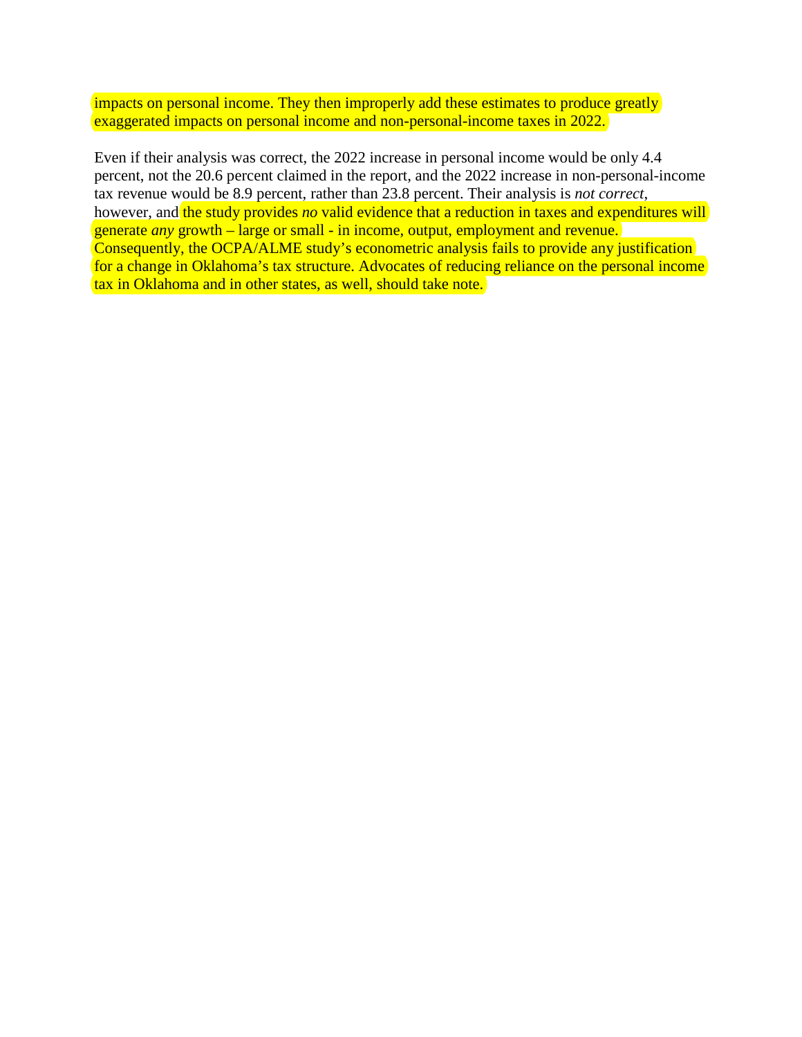impacts on personal income. They then improperly add these estimates to produce greatly exaggerated impacts on personal income and non-personal-income taxes in 2022.

Even if their analysis was correct, the 2022 increase in personal income would be only 4.4 percent, not the 20.6 percent claimed in the report, and the 2022 increase in non-personal-income tax revenue would be 8.9 percent, rather than 23.8 percent. Their analysis is *not correct*, however, and the study provides *no* valid evidence that a reduction in taxes and expenditures will generate *any* growth – large or small - in income, output, employment and revenue. Consequently, the OCPA/ALME study's econometric analysis fails to provide any justification for a change in Oklahoma's tax structure. Advocates of reducing reliance on the personal income tax in Oklahoma and in other states, as well, should take note.